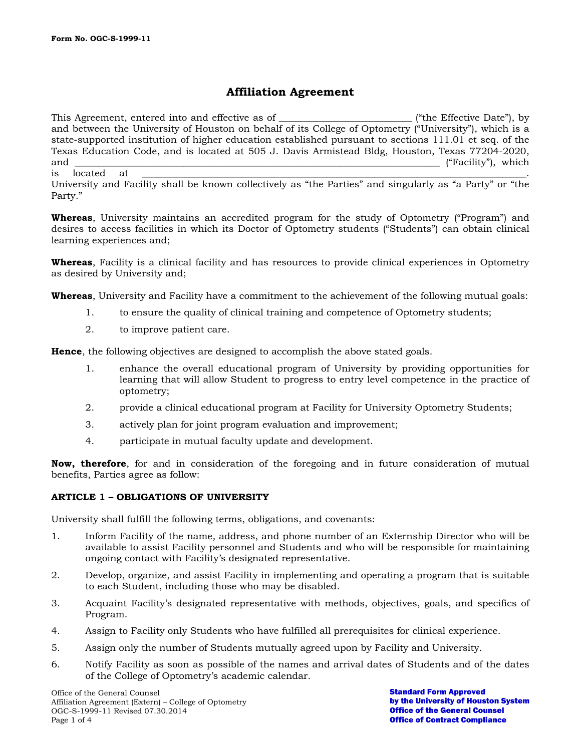Form No. OGC-S-1999-11

# Affiliation Agreement

This Agreement, entered into and effective as of __________________________ ("the Effective Date"), by and between the University of Houston on behalf of its College of Optometry ("University"), which is a state-supported institution of higher education established pursuant to sections 111.01 et seq. of the Texas Education Code, and is located at 505 J. Davis Armistead Bldg, Houston, Texas 77204-2020, and ___________________________________________________________________________ ("Facility"), which is located at ___________________________________________________________________________. University and Facility shall be known collectively as "the Parties" and singularly as "a Party" or "the Party."

**Whereas**, University maintains an accredited program for the study of Optometry ("Program") and desires to access facilities in which its Doctor of Optometry students ("Students") can obtain clinical learning experiences and;

**Whereas**, Facility is a clinical facility and has resources to provide clinical experiences in Optometry as desired by University and;

**Whereas**, University and Facility have a commitment to the achievement of the following mutual goals:

1. to ensure the quality of clinical training and competence of Optometry students;
2. to improve patient care.

**Hence**, the following objectives are designed to accomplish the above stated goals.

1. enhance the overall educational program of University by providing opportunities for learning that will allow Student to progress to entry level competence in the practice of optometry;
2. provide a clinical educational program at Facility for University Optometry Students;
3. actively plan for joint program evaluation and improvement;
4. participate in mutual faculty update and development.

**Now, therefore**, for and in consideration of the foregoing and in future consideration of mutual benefits, Parties agree as follow:

## ARTICLE 1 – OBLIGATIONS OF UNIVERSITY

University shall fulfill the following terms, obligations, and covenants:

1. Inform Facility of the name, address, and phone number of an Externship Director who will be available to assist Facility personnel and Students and who will be responsible for maintaining ongoing contact with Facility's designated representative.
2. Develop, organize, and assist Facility in implementing and operating a program that is suitable to each Student, including those who may be disabled.
3. Acquaint Facility's designated representative with methods, objectives, goals, and specifics of Program.
4. Assign to Facility only Students who have fulfilled all prerequisites for clinical experience.
5. Assign only the number of Students mutually agreed upon by Facility and University.
6. Notify Facility as soon as possible of the names and arrival dates of Students and of the dates of the College of Optometry's academic calendar.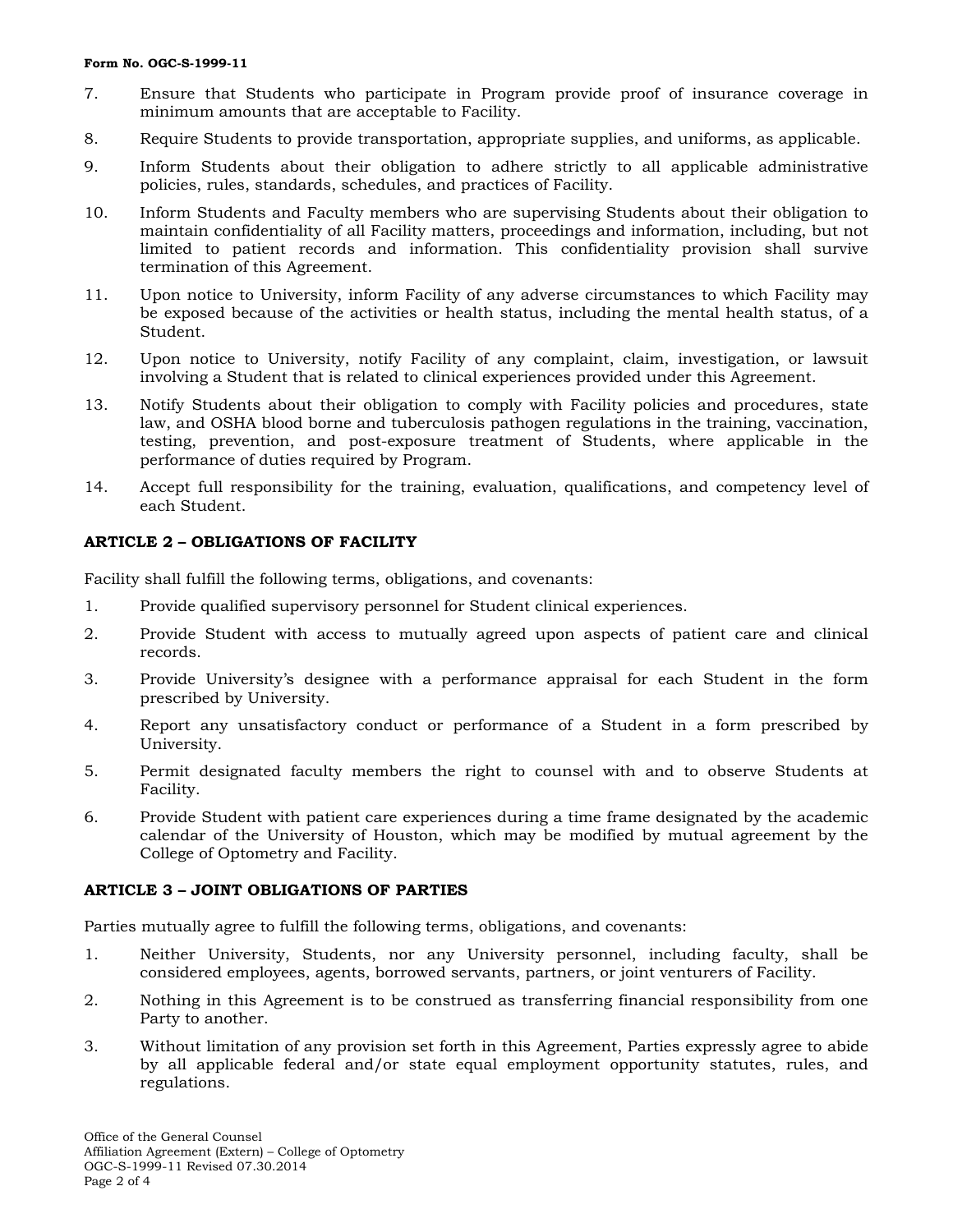7. Ensure that Students who participate in Program provide proof of insurance coverage in minimum amounts that are acceptable to Facility.
8. Require Students to provide transportation, appropriate supplies, and uniforms, as applicable.
9. Inform Students about their obligation to adhere strictly to all applicable administrative policies, rules, standards, schedules, and practices of Facility.
10. Inform Students and Faculty members who are supervising Students about their obligation to maintain confidentiality of all Facility matters, proceedings and information, including, but not limited to patient records and information. This confidentiality provision shall survive termination of this Agreement.
11. Upon notice to University, inform Facility of any adverse circumstances to which Facility may be exposed because of the activities or health status, including the mental health status, of a Student.
12. Upon notice to University, notify Facility of any complaint, claim, investigation, or lawsuit involving a Student that is related to clinical experiences provided under this Agreement.
13. Notify Students about their obligation to comply with Facility policies and procedures, state law, and OSHA blood borne and tuberculosis pathogen regulations in the training, vaccination, testing, prevention, and post-exposure treatment of Students, where applicable in the performance of duties required by Program.
14. Accept full responsibility for the training, evaluation, qualifications, and competency level of each Student.

**ARTICLE 2 – OBLIGATIONS OF FACILITY**

Facility shall fulfill the following terms, obligations, and covenants:

1. Provide qualified supervisory personnel for Student clinical experiences.
2. Provide Student with access to mutually agreed upon aspects of patient care and clinical records.
3. Provide University's designee with a performance appraisal for each Student in the form prescribed by University.
4. Report any unsatisfactory conduct or performance of a Student in a form prescribed by University.
5. Permit designated faculty members the right to counsel with and to observe Students at Facility.
6. Provide Student with patient care experiences during a time frame designated by the academic calendar of the University of Houston, which may be modified by mutual agreement by the College of Optometry and Facility.

**ARTICLE 3 – JOINT OBLIGATIONS OF PARTIES**

Parties mutually agree to fulfill the following terms, obligations, and covenants:

1. Neither University, Students, nor any University personnel, including faculty, shall be considered employees, agents, borrowed servants, partners, or joint venturers of Facility.
2. Nothing in this Agreement is to be construed as transferring financial responsibility from one Party to another.
3. Without limitation of any provision set forth in this Agreement, Parties expressly agree to abide by all applicable federal and/or state equal employment opportunity statutes, rules, and regulations.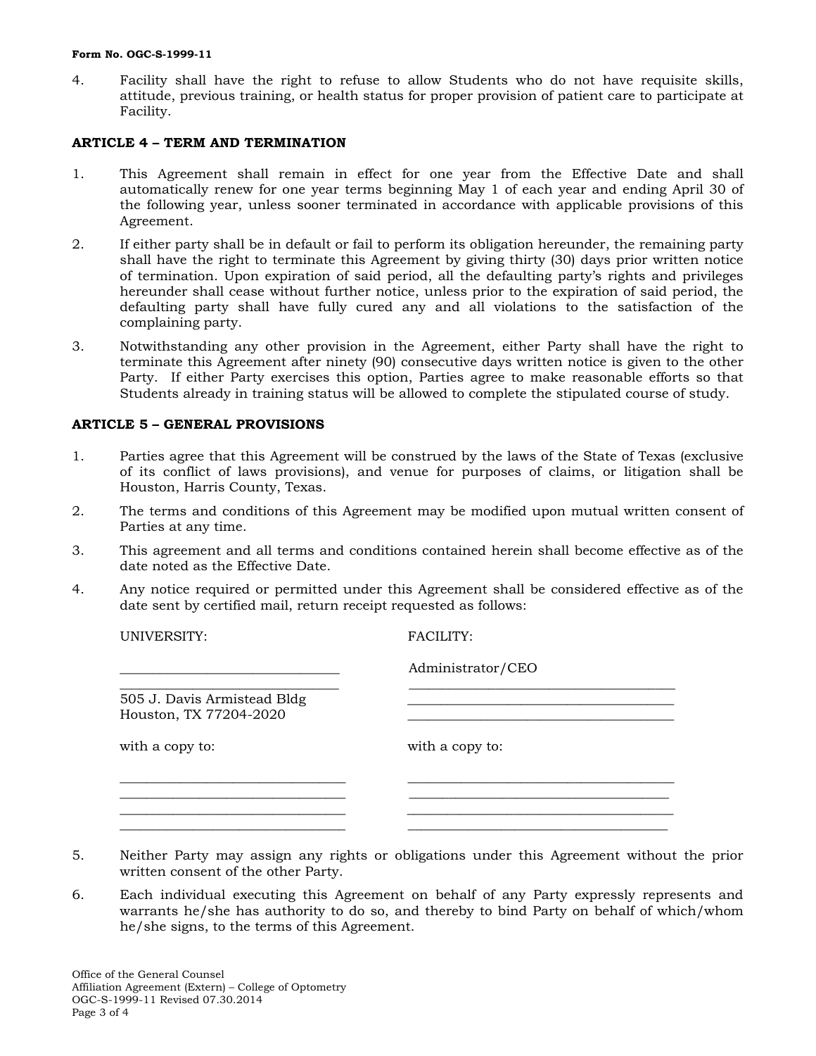4. Facility shall have the right to refuse to allow Students who do not have requisite skills, attitude, previous training, or health status for proper provision of patient care to participate at Facility.

**ARTICLE 4 – TERM AND TERMINATION**

1. This Agreement shall remain in effect for one year from the Effective Date and shall automatically renew for one year terms beginning May 1 of each year and ending April 30 of the following year, unless sooner terminated in accordance with applicable provisions of this Agreement.
2. If either party shall be in default or fail to perform its obligation hereunder, the remaining party shall have the right to terminate this Agreement by giving thirty (30) days prior written notice of termination. Upon expiration of said period, all the defaulting party's rights and privileges hereunder shall cease without further notice, unless prior to the expiration of said period, the defaulting party shall have fully cured any and all violations to the satisfaction of the complaining party.
3. Notwithstanding any other provision in the Agreement, either Party shall have the right to terminate this Agreement after ninety (90) consecutive days written notice is given to the other Party. If either Party exercises this option, Parties agree to make reasonable efforts so that Students already in training status will be allowed to complete the stipulated course of study.

**ARTICLE 5 – GENERAL PROVISIONS**

1. Parties agree that this Agreement will be construed by the laws of the State of Texas (exclusive of its conflict of laws provisions), and venue for purposes of claims, or litigation shall be Houston, Harris County, Texas.
2. The terms and conditions of this Agreement may be modified upon mutual written consent of Parties at any time.
3. This agreement and all terms and conditions contained herein shall become effective as of the date noted as the Effective Date.
4. Any notice required or permitted under this Agreement shall be considered effective as of the date sent by certified mail, return receipt requested as follows:

UNIVERSITY:

\_\_\_\_\_\_\_\_\_\_\_\_\_\_\_\_\_\_\_\_\_\_\_\_\_\_\_\_\_\_
\_\_\_\_\_\_\_\_\_\_\_\_\_\_\_\_\_\_\_\_\_\_\_\_\_\_\_\_\_\_
505 J. Davis Armistead Bldg
Houston, TX 77204-2020

with a copy to:

\_\_\_\_\_\_\_\_\_\_\_\_\_\_\_\_\_\_\_\_\_\_\_\_\_\_\_\_\_\_
\_\_\_\_\_\_\_\_\_\_\_\_\_\_\_\_\_\_\_\_\_\_\_\_\_\_\_\_\_\_
\_\_\_\_\_\_\_\_\_\_\_\_\_\_\_\_\_\_\_\_\_\_\_\_\_\_\_\_\_\_
\_\_\_\_\_\_\_\_\_\_\_\_\_\_\_\_\_\_\_\_\_\_\_\_\_\_\_\_\_\_

FACILITY:

Administrator/CEO
\_\_\_\_\_\_\_\_\_\_\_\_\_\_\_\_\_\_\_\_\_\_\_\_\_\_\_\_\_\_
\_\_\_\_\_\_\_\_\_\_\_\_\_\_\_\_\_\_\_\_\_\_\_\_\_\_\_\_\_\_
\_\_\_\_\_\_\_\_\_\_\_\_\_\_\_\_\_\_\_\_\_\_\_\_\_\_\_\_\_\_

with a copy to:

\_\_\_\_\_\_\_\_\_\_\_\_\_\_\_\_\_\_\_\_\_\_\_\_\_\_\_\_\_\_
\_\_\_\_\_\_\_\_\_\_\_\_\_\_\_\_\_\_\_\_\_\_\_\_\_\_\_\_\_\_
\_\_\_\_\_\_\_\_\_\_\_\_\_\_\_\_\_\_\_\_\_\_\_\_\_\_\_\_\_\_
\_\_\_\_\_\_\_\_\_\_\_\_\_\_\_\_\_\_\_\_\_\_\_\_\_\_\_\_\_\_

5. Neither Party may assign any rights or obligations under this Agreement without the prior written consent of the other Party.
6. Each individual executing this Agreement on behalf of any Party expressly represents and warrants he/she has authority to do so, and thereby to bind Party on behalf of which/whom he/she signs, to the terms of this Agreement.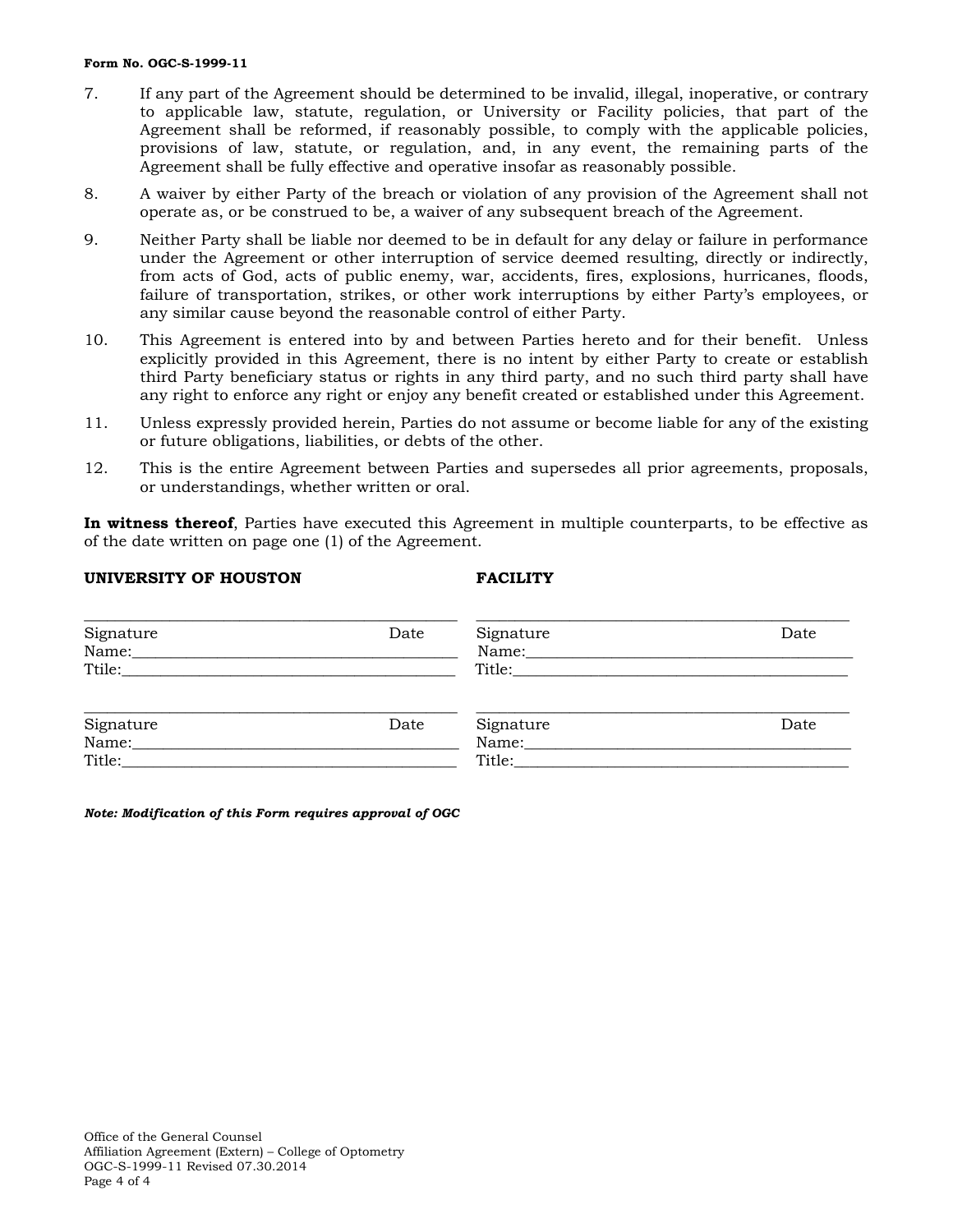7. If any part of the Agreement should be determined to be invalid, illegal, inoperative, or contrary to applicable law, statute, regulation, or University or Facility policies, that part of the Agreement shall be reformed, if reasonably possible, to comply with the applicable policies, provisions of law, statute, or regulation, and, in any event, the remaining parts of the Agreement shall be fully effective and operative insofar as reasonably possible.

8. A waiver by either Party of the breach or violation of any provision of the Agreement shall not operate as, or be construed to be, a waiver of any subsequent breach of the Agreement.

9. Neither Party shall be liable nor deemed to be in default for any delay or failure in performance under the Agreement or other interruption of service deemed resulting, directly or indirectly, from acts of God, acts of public enemy, war, accidents, fires, explosions, hurricanes, floods, failure of transportation, strikes, or other work interruptions by either Party's employees, or any similar cause beyond the reasonable control of either Party.

10. This Agreement is entered into by and between Parties hereto and for their benefit. Unless explicitly provided in this Agreement, there is no intent by either Party to create or establish third Party beneficiary status or rights in any third party, and no such third party shall have any right to enforce any right or enjoy any benefit created or established under this Agreement.

11. Unless expressly provided herein, Parties do not assume or become liable for any of the existing or future obligations, liabilities, or debts of the other.

12. This is the entire Agreement between Parties and supersedes all prior agreements, proposals, or understandings, whether written or oral.

**In witness thereof**, Parties have executed this Agreement in multiple counterparts, to be effective as of the date written on page one (1) of the Agreement.

**UNIVERSITY OF HOUSTON**

______________________________________________
Signature Date
Name:_________________________________________
Ttile:_________________________________________

______________________________________________
Signature Date
Name:_________________________________________
Title:_________________________________________

**FACILITY**

______________________________________________
Signature Date
Name:_________________________________________
Title:_________________________________________

______________________________________________
Signature Date
Name:_________________________________________
Title:_________________________________________

***Note: Modification of this Form requires approval of OGC***